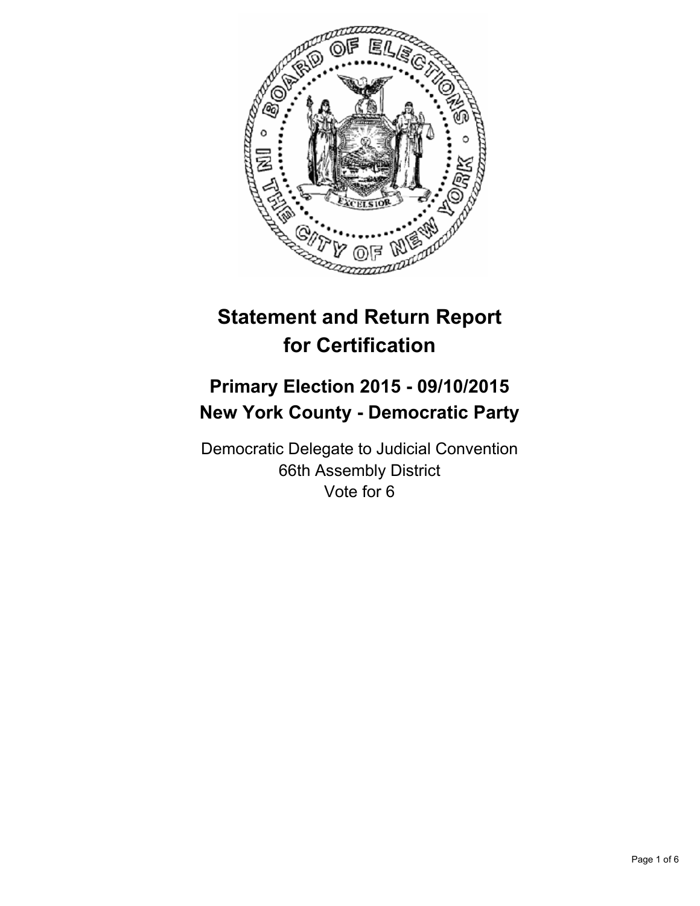# Statement and Return Report for Certification

## Primary Election 2015 - 09/10/2015
## New York County - Democratic Party

Democratic Delegate to Judicial Convention
66th Assembly District
Vote for 6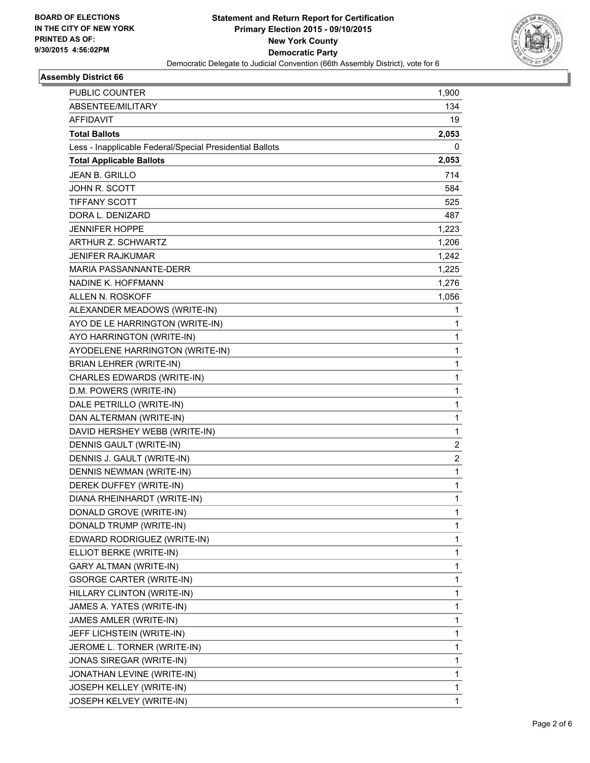**Statement and Return Report for Certification**
**Primary Election 2015 - 09/10/2015**
**New York County**
**Democratic Party**
Democratic Delegate to Judicial Convention (66th Assembly District), vote for 6

BOARD OF ELECTIONS
IN THE CITY OF NEW YORK
PRINTED AS OF:
9/30/2015 4:56:02PM

### Assembly District 66

| | |
|---|---|
| PUBLIC COUNTER | 1,900 |
| ABSENTEE/MILITARY | 134 |
| AFFIDAVIT | 19 |
| **Total Ballots** | **2,053** |
| Less - Inapplicable Federal/Special Presidential Ballots | 0 |
| **Total Applicable Ballots** | **2,053** |
| JEAN B. GRILLO | 714 |
| JOHN R. SCOTT | 584 |
| TIFFANY SCOTT | 525 |
| DORA L. DENIZARD | 487 |
| JENNIFER HOPPE | 1,223 |
| ARTHUR Z. SCHWARTZ | 1,206 |
| JENIFER RAJKUMAR | 1,242 |
| MARIA PASSANNANTE-DERR | 1,225 |
| NADINE K. HOFFMANN | 1,276 |
| ALLEN N. ROSKOFF | 1,056 |
| ALEXANDER MEADOWS (WRITE-IN) | 1 |
| AYO DE LE HARRINGTON (WRITE-IN) | 1 |
| AYO HARRINGTON (WRITE-IN) | 1 |
| AYODELENE HARRINGTON (WRITE-IN) | 1 |
| BRIAN LEHRER (WRITE-IN) | 1 |
| CHARLES EDWARDS (WRITE-IN) | 1 |
| D.M. POWERS (WRITE-IN) | 1 |
| DALE PETRILLO (WRITE-IN) | 1 |
| DAN ALTERMAN (WRITE-IN) | 1 |
| DAVID HERSHEY WEBB (WRITE-IN) | 1 |
| DENNIS GAULT (WRITE-IN) | 2 |
| DENNIS J. GAULT (WRITE-IN) | 2 |
| DENNIS NEWMAN (WRITE-IN) | 1 |
| DEREK DUFFEY (WRITE-IN) | 1 |
| DIANA RHEINHARDT (WRITE-IN) | 1 |
| DONALD GROVE (WRITE-IN) | 1 |
| DONALD TRUMP (WRITE-IN) | 1 |
| EDWARD RODRIGUEZ (WRITE-IN) | 1 |
| ELLIOT BERKE (WRITE-IN) | 1 |
| GARY ALTMAN (WRITE-IN) | 1 |
| GSORGE CARTER (WRITE-IN) | 1 |
| HILLARY CLINTON (WRITE-IN) | 1 |
| JAMES A. YATES (WRITE-IN) | 1 |
| JAMES AMLER (WRITE-IN) | 1 |
| JEFF LICHSTEIN (WRITE-IN) | 1 |
| JEROME L. TORNER (WRITE-IN) | 1 |
| JONAS SIREGAR (WRITE-IN) | 1 |
| JONATHAN LEVINE (WRITE-IN) | 1 |
| JOSEPH KELLEY (WRITE-IN) | 1 |
| JOSEPH KELVEY (WRITE-IN) | 1 |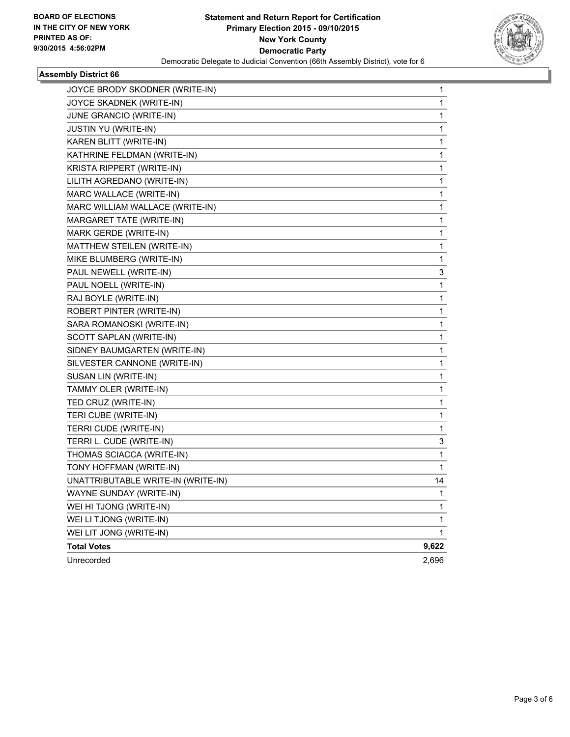**BOARD OF ELECTIONS IN THE CITY OF NEW YORK PRINTED AS OF: 9/30/2015 4:56:02PM**

# Statement and Return Report for Certification
## Primary Election 2015 - 09/10/2015
## New York County
## Democratic Party
Democratic Delegate to Judicial Convention (66th Assembly District), vote for 6

### Assembly District 66

| | |
|---|---|
| JOYCE BRODY SKODNER (WRITE-IN) | 1 |
| JOYCE SKADNEK (WRITE-IN) | 1 |
| JUNE GRANCIO (WRITE-IN) | 1 |
| JUSTIN YU (WRITE-IN) | 1 |
| KAREN BLITT (WRITE-IN) | 1 |
| KATHRINE FELDMAN (WRITE-IN) | 1 |
| KRISTA RIPPERT (WRITE-IN) | 1 |
| LILITH AGREDANO (WRITE-IN) | 1 |
| MARC WALLACE (WRITE-IN) | 1 |
| MARC WILLIAM WALLACE (WRITE-IN) | 1 |
| MARGARET TATE (WRITE-IN) | 1 |
| MARK GERDE (WRITE-IN) | 1 |
| MATTHEW STEILEN (WRITE-IN) | 1 |
| MIKE BLUMBERG (WRITE-IN) | 1 |
| PAUL NEWELL (WRITE-IN) | 3 |
| PAUL NOELL (WRITE-IN) | 1 |
| RAJ BOYLE (WRITE-IN) | 1 |
| ROBERT PINTER (WRITE-IN) | 1 |
| SARA ROMANOSKI (WRITE-IN) | 1 |
| SCOTT SAPLAN (WRITE-IN) | 1 |
| SIDNEY BAUMGARTEN (WRITE-IN) | 1 |
| SILVESTER CANNONE (WRITE-IN) | 1 |
| SUSAN LIN (WRITE-IN) | 1 |
| TAMMY OLER (WRITE-IN) | 1 |
| TED CRUZ (WRITE-IN) | 1 |
| TERI CUBE (WRITE-IN) | 1 |
| TERRI CUDE (WRITE-IN) | 1 |
| TERRI L. CUDE (WRITE-IN) | 3 |
| THOMAS SCIACCA (WRITE-IN) | 1 |
| TONY HOFFMAN (WRITE-IN) | 1 |
| UNATTRIBUTABLE WRITE-IN (WRITE-IN) | 14 |
| WAYNE SUNDAY (WRITE-IN) | 1 |
| WEI HI TJONG (WRITE-IN) | 1 |
| WEI LI TJONG (WRITE-IN) | 1 |
| WEI LIT JONG (WRITE-IN) | 1 |
| **Total Votes** | **9,622** |
| Unrecorded | 2,696 |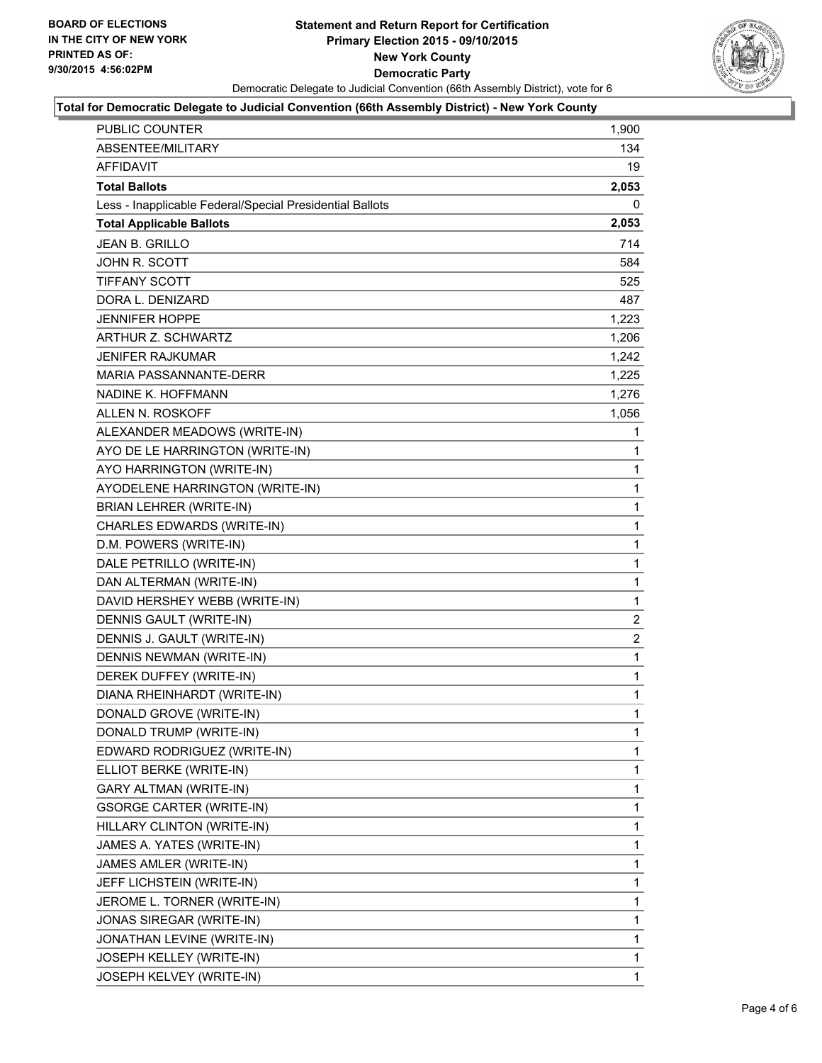BOARD OF ELECTIONS
IN THE CITY OF NEW YORK
PRINTED AS OF:
9/30/2015 4:56:02PM

**Statement and Return Report for Certification**
**Primary Election 2015 - 09/10/2015**
**New York County**
**Democratic Party**
Democratic Delegate to Judicial Convention (66th Assembly District), vote for 6

**Total for Democratic Delegate to Judicial Convention (66th Assembly District) - New York County**

| | |
|---|---|
| PUBLIC COUNTER | 1,900 |
| ABSENTEE/MILITARY | 134 |
| AFFIDAVIT | 19 |
| **Total Ballots** | **2,053** |
| Less - Inapplicable Federal/Special Presidential Ballots | 0 |
| **Total Applicable Ballots** | **2,053** |
| JEAN B. GRILLO | 714 |
| JOHN R. SCOTT | 584 |
| TIFFANY SCOTT | 525 |
| DORA L. DENIZARD | 487 |
| JENNIFER HOPPE | 1,223 |
| ARTHUR Z. SCHWARTZ | 1,206 |
| JENIFER RAJKUMAR | 1,242 |
| MARIA PASSANNANTE-DERR | 1,225 |
| NADINE K. HOFFMANN | 1,276 |
| ALLEN N. ROSKOFF | 1,056 |
| ALEXANDER MEADOWS (WRITE-IN) | 1 |
| AYO DE LE HARRINGTON (WRITE-IN) | 1 |
| AYO HARRINGTON (WRITE-IN) | 1 |
| AYODELENE HARRINGTON (WRITE-IN) | 1 |
| BRIAN LEHRER (WRITE-IN) | 1 |
| CHARLES EDWARDS (WRITE-IN) | 1 |
| D.M. POWERS (WRITE-IN) | 1 |
| DALE PETRILLO (WRITE-IN) | 1 |
| DAN ALTERMAN (WRITE-IN) | 1 |
| DAVID HERSHEY WEBB (WRITE-IN) | 1 |
| DENNIS GAULT (WRITE-IN) | 2 |
| DENNIS J. GAULT (WRITE-IN) | 2 |
| DENNIS NEWMAN (WRITE-IN) | 1 |
| DEREK DUFFEY (WRITE-IN) | 1 |
| DIANA RHEINHARDT (WRITE-IN) | 1 |
| DONALD GROVE (WRITE-IN) | 1 |
| DONALD TRUMP (WRITE-IN) | 1 |
| EDWARD RODRIGUEZ (WRITE-IN) | 1 |
| ELLIOT BERKE (WRITE-IN) | 1 |
| GARY ALTMAN (WRITE-IN) | 1 |
| GSORGE CARTER (WRITE-IN) | 1 |
| HILLARY CLINTON (WRITE-IN) | 1 |
| JAMES A. YATES (WRITE-IN) | 1 |
| JAMES AMLER (WRITE-IN) | 1 |
| JEFF LICHSTEIN (WRITE-IN) | 1 |
| JEROME L. TORNER (WRITE-IN) | 1 |
| JONAS SIREGAR (WRITE-IN) | 1 |
| JONATHAN LEVINE (WRITE-IN) | 1 |
| JOSEPH KELLEY (WRITE-IN) | 1 |
| JOSEPH KELVEY (WRITE-IN) | 1 |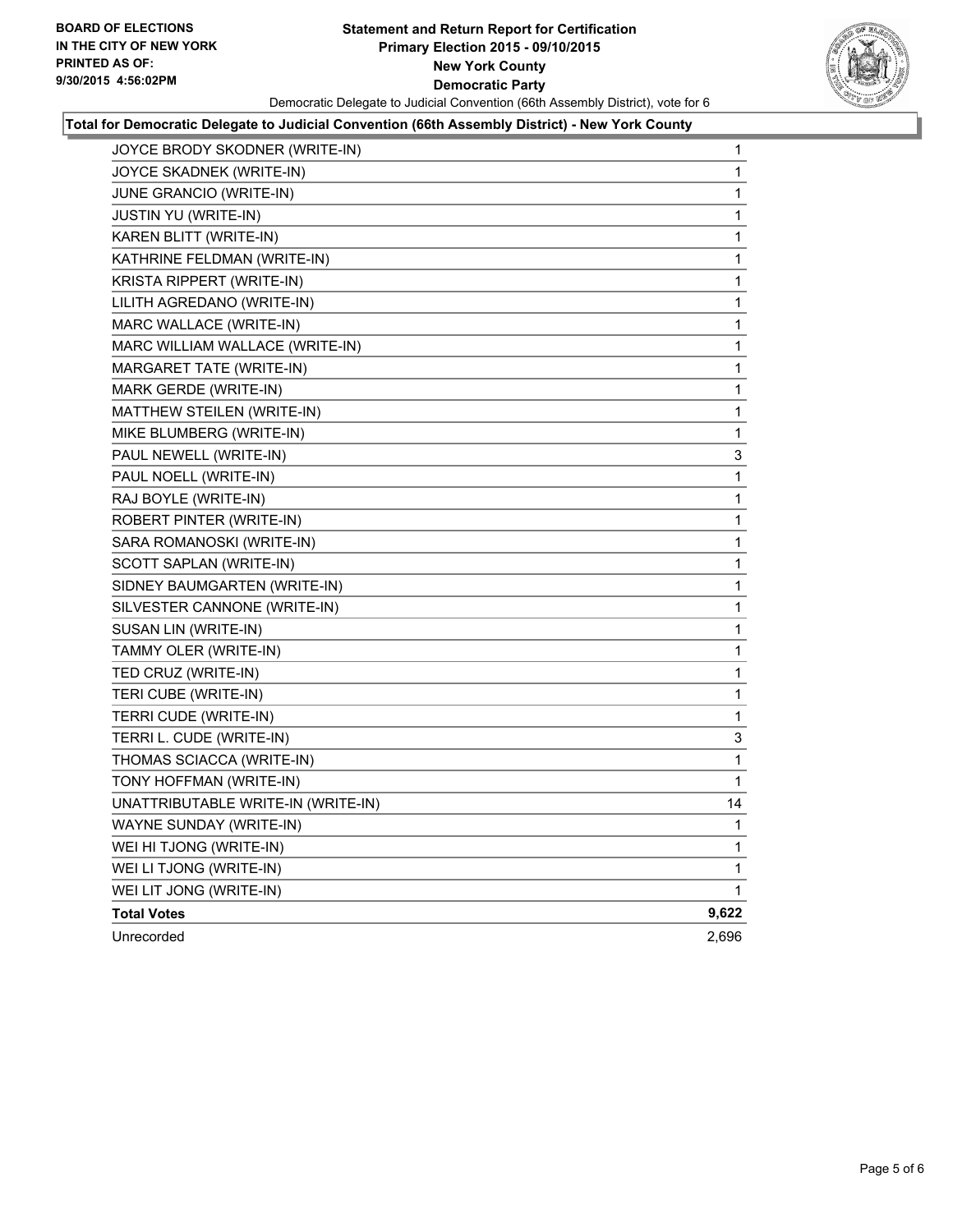**BOARD OF ELECTIONS IN THE CITY OF NEW YORK PRINTED AS OF: 9/30/2015 4:56:02PM**

**Statement and Return Report for Certification Primary Election 2015 - 09/10/2015 New York County Democratic Party**

Democratic Delegate to Judicial Convention (66th Assembly District), vote for 6

**Total for Democratic Delegate to Judicial Convention (66th Assembly District) - New York County**

| | |
|---|---|
| JOYCE BRODY SKODNER (WRITE-IN) | 1 |
| JOYCE SKADNEK (WRITE-IN) | 1 |
| JUNE GRANCIO (WRITE-IN) | 1 |
| JUSTIN YU (WRITE-IN) | 1 |
| KAREN BLITT (WRITE-IN) | 1 |
| KATHRINE FELDMAN (WRITE-IN) | 1 |
| KRISTA RIPPERT (WRITE-IN) | 1 |
| LILITH AGREDANO (WRITE-IN) | 1 |
| MARC WALLACE (WRITE-IN) | 1 |
| MARC WILLIAM WALLACE (WRITE-IN) | 1 |
| MARGARET TATE (WRITE-IN) | 1 |
| MARK GERDE (WRITE-IN) | 1 |
| MATTHEW STEILEN (WRITE-IN) | 1 |
| MIKE BLUMBERG (WRITE-IN) | 1 |
| PAUL NEWELL (WRITE-IN) | 3 |
| PAUL NOELL (WRITE-IN) | 1 |
| RAJ BOYLE (WRITE-IN) | 1 |
| ROBERT PINTER (WRITE-IN) | 1 |
| SARA ROMANOSKI (WRITE-IN) | 1 |
| SCOTT SAPLAN (WRITE-IN) | 1 |
| SIDNEY BAUMGARTEN (WRITE-IN) | 1 |
| SILVESTER CANNONE (WRITE-IN) | 1 |
| SUSAN LIN (WRITE-IN) | 1 |
| TAMMY OLER (WRITE-IN) | 1 |
| TED CRUZ (WRITE-IN) | 1 |
| TERI CUBE (WRITE-IN) | 1 |
| TERRI CUDE (WRITE-IN) | 1 |
| TERRI L. CUDE (WRITE-IN) | 3 |
| THOMAS SCIACCA (WRITE-IN) | 1 |
| TONY HOFFMAN (WRITE-IN) | 1 |
| UNATTRIBUTABLE WRITE-IN (WRITE-IN) | 14 |
| WAYNE SUNDAY (WRITE-IN) | 1 |
| WEI HI TJONG (WRITE-IN) | 1 |
| WEI LI TJONG (WRITE-IN) | 1 |
| WEI LIT JONG (WRITE-IN) | 1 |
| **Total Votes** | **9,622** |
| Unrecorded | 2,696 |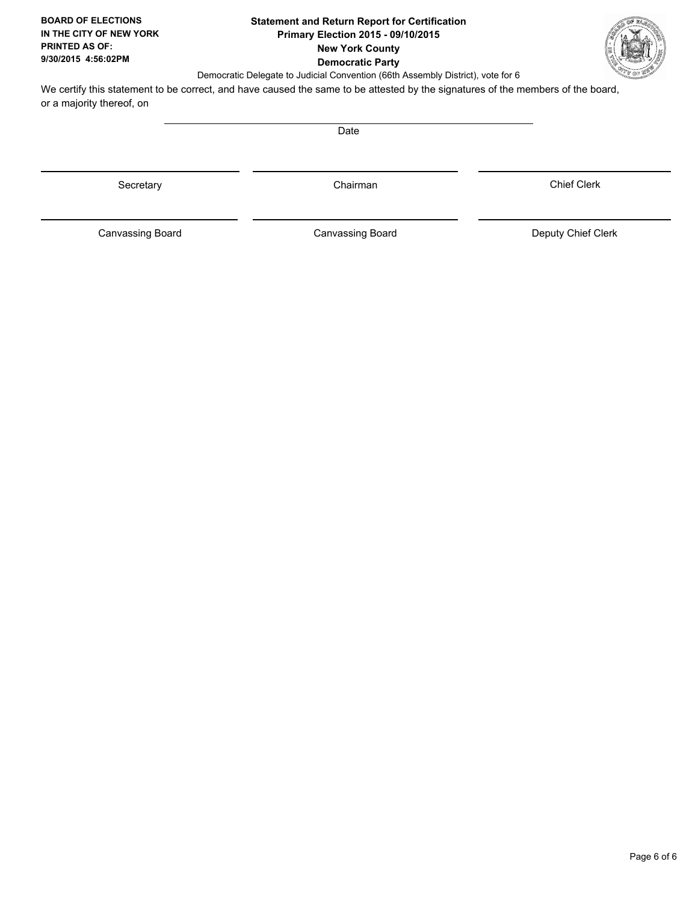**BOARD OF ELECTIONS IN THE CITY OF NEW YORK PRINTED AS OF: 9/30/2015 4:56:02PM**

**Statement and Return Report for Certification Primary Election 2015 - 09/10/2015 New York County Democratic Party**

Democratic Delegate to Judicial Convention (66th Assembly District), vote for 6

We certify this statement to be correct, and have caused the same to be attested by the signatures of the members of the board, or a majority thereof, on

Date

| | | |
|---|---|---|
| Secretary | Chairman | Chief Clerk |
| Canvassing Board | Canvassing Board | Deputy Chief Clerk |